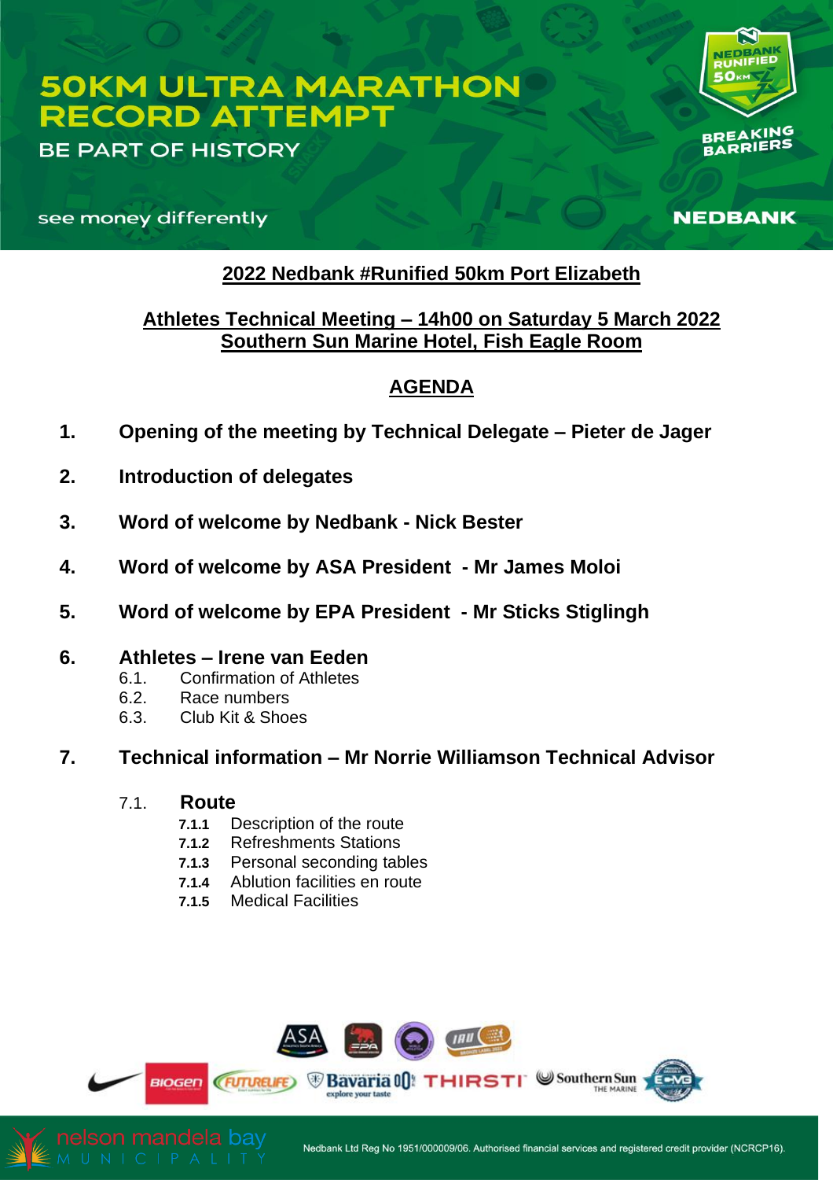# 50KM ULTRA MARATHON RECORD ATTEMPT

BE PART OF HISTORY

see money differently

NEDBANK RUNIFIED 50KM

BREAKING BARRIERS

NEDBANK

## 2022 Nedbank #Runified 50km Port Elizabeth

### Athletes Technical Meeting – 14h00 on Saturday 5 March 2022
### Southern Sun Marine Hotel, Fish Eagle Room

## AGENDA

1. **Opening of the meeting by Technical Delegate – Pieter de Jager**

2. **Introduction of delegates**

3. **Word of welcome by Nedbank - Nick Bester**

4. **Word of welcome by ASA President - Mr James Moloi**

5. **Word of welcome by EPA President - Mr Sticks Stiglingh**

6. **Athletes – Irene van Eeden**
   - 6.1. Confirmation of Athletes
   - 6.2. Race numbers
   - 6.3. Club Kit & Shoes

7. **Technical information – Mr Norrie Williamson Technical Advisor**
   - 7.1. **Route**
     - **7.1.1** Description of the route
     - **7.1.2** Refreshments Stations
     - **7.1.3** Personal seconding tables
     - **7.1.4** Ablution facilities en route
     - **7.1.5** Medical Facilities

Nedbank Ltd Reg No 1951/000009/06. Authorised financial services and registered credit provider (NCRCP16).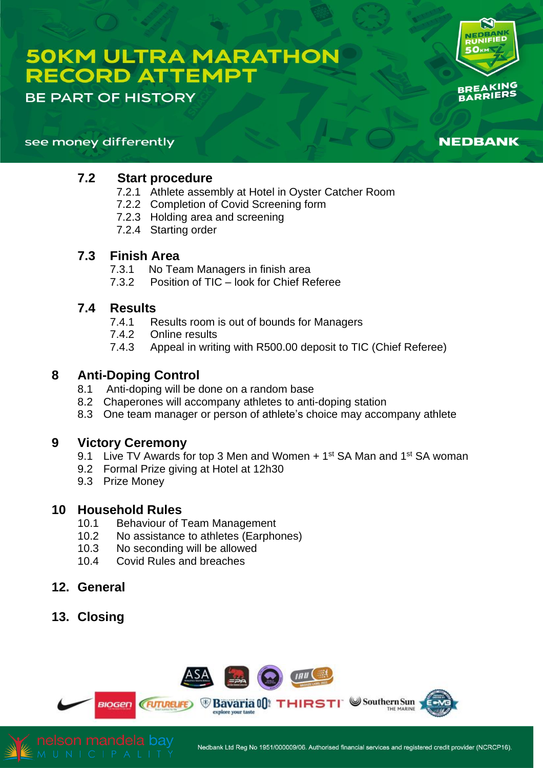# 50KM ULTRA MARATHON RECORD ATTEMPT

BE PART OF HISTORY

see money differently

NEDBANK RUNIFIED 50KM

BREAKING BARRIERS

NEDBANK

### 7.2 Start procedure

- 7.2.1 Athlete assembly at Hotel in Oyster Catcher Room
- 7.2.2 Completion of Covid Screening form
- 7.2.3 Holding area and screening
- 7.2.4 Starting order

### 7.3 Finish Area

- 7.3.1 No Team Managers in finish area
- 7.3.2 Position of TIC – look for Chief Referee

### 7.4 Results

- 7.4.1 Results room is out of bounds for Managers
- 7.4.2 Online results
- 7.4.3 Appeal in writing with R500.00 deposit to TIC (Chief Referee)

## 8 Anti-Doping Control

- 8.1 Anti-doping will be done on a random base
- 8.2 Chaperones will accompany athletes to anti-doping station
- 8.3 One team manager or person of athlete's choice may accompany athlete

## 9 Victory Ceremony

- 9.1 Live TV Awards for top 3 Men and Women + 1st SA Man and 1st SA woman
- 9.2 Formal Prize giving at Hotel at 12h30
- 9.3 Prize Money

## 10 Household Rules

- 10.1 Behaviour of Team Management
- 10.2 No assistance to athletes (Earphones)
- 10.3 No seconding will be allowed
- 10.4 Covid Rules and breaches

## 12. General

## 13. Closing

Nedbank Ltd Reg No 1951/000009/06. Authorised financial services and registered credit provider (NCRCP16).